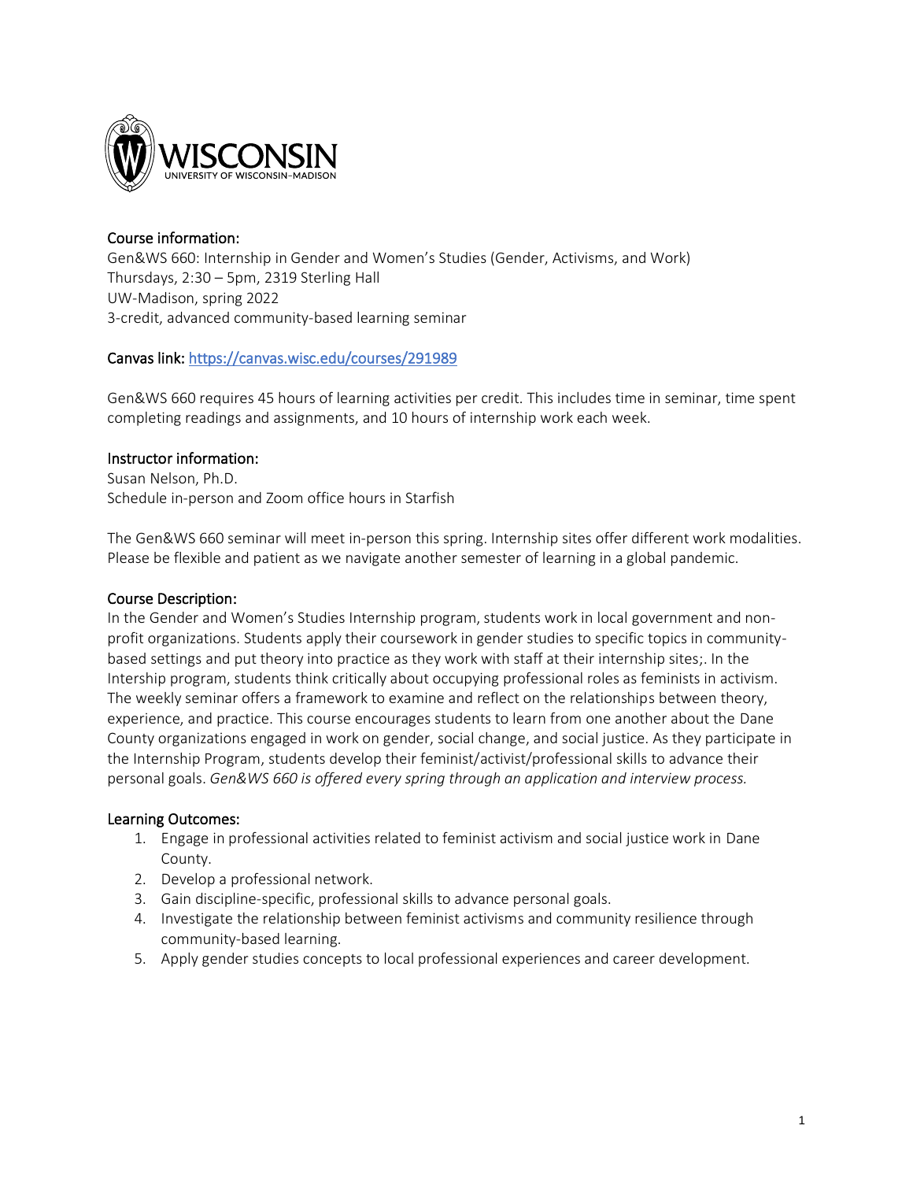### Course information:

Gen&WS 660: Internship in Gender and Women's Studies (Gender, Activisms, and Work)
Thursdays, 2:30 – 5pm, 2319 Sterling Hall
UW-Madison, spring 2022
3-credit, advanced community-based learning seminar

### Canvas link: [https://canvas.wisc.edu/courses/291989](https://canvas.wisc.edu/courses/291989)

Gen&WS 660 requires 45 hours of learning activities per credit. This includes time in seminar, time spent completing readings and assignments, and 10 hours of internship work each week.

### Instructor information:

Susan Nelson, Ph.D.
Schedule in-person and Zoom office hours in Starfish

The Gen&WS 660 seminar will meet in-person this spring. Internship sites offer different work modalities. Please be flexible and patient as we navigate another semester of learning in a global pandemic.

### Course Description:

In the Gender and Women's Studies Internship program, students work in local government and non-profit organizations. Students apply their coursework in gender studies to specific topics in community-based settings and put theory into practice as they work with staff at their internship sites;. In the Intership program, students think critically about occupying professional roles as feminists in activism. The weekly seminar offers a framework to examine and reflect on the relationships between theory, experience, and practice. This course encourages students to learn from one another about the Dane County organizations engaged in work on gender, social change, and social justice. As they participate in the Internship Program, students develop their feminist/activist/professional skills to advance their personal goals. *Gen&WS 660 is offered every spring through an application and interview process.*

### Learning Outcomes:

1. Engage in professional activities related to feminist activism and social justice work in Dane County.
2. Develop a professional network.
3. Gain discipline-specific, professional skills to advance personal goals.
4. Investigate the relationship between feminist activisms and community resilience through community-based learning.
5. Apply gender studies concepts to local professional experiences and career development.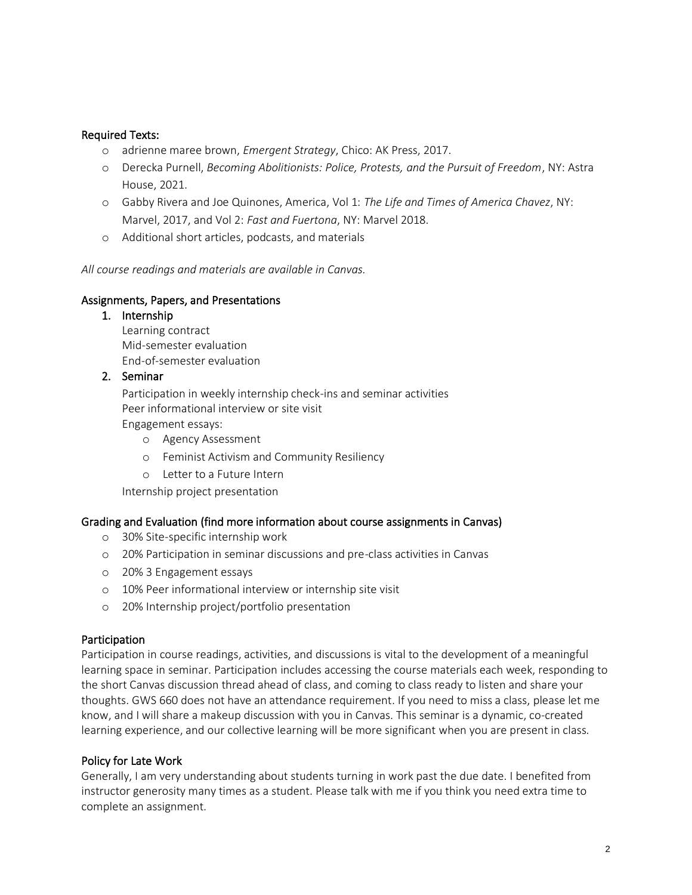## Required Texts:

- adrienne maree brown, *Emergent Strategy*, Chico: AK Press, 2017.
- Derecka Purnell, *Becoming Abolitionists: Police, Protests, and the Pursuit of Freedom*, NY: Astra House, 2021.
- Gabby Rivera and Joe Quinones, America, Vol 1: *The Life and Times of America Chavez*, NY: Marvel, 2017, and Vol 2: *Fast and Fuertona*, NY: Marvel 2018.
- Additional short articles, podcasts, and materials

*All course readings and materials are available in Canvas.*

## Assignments, Papers, and Presentations

1. Internship

   Learning contract
   Mid-semester evaluation
   End-of-semester evaluation

2. Seminar

   Participation in weekly internship check-ins and seminar activities
   Peer informational interview or site visit
   Engagement essays:

   - Agency Assessment
   - Feminist Activism and Community Resiliency
   - Letter to a Future Intern

   Internship project presentation

## Grading and Evaluation (find more information about course assignments in Canvas)

- 30% Site-specific internship work
- 20% Participation in seminar discussions and pre-class activities in Canvas
- 20% 3 Engagement essays
- 10% Peer informational interview or internship site visit
- 20% Internship project/portfolio presentation

## Participation

Participation in course readings, activities, and discussions is vital to the development of a meaningful learning space in seminar. Participation includes accessing the course materials each week, responding to the short Canvas discussion thread ahead of class, and coming to class ready to listen and share your thoughts. GWS 660 does not have an attendance requirement. If you need to miss a class, please let me know, and I will share a makeup discussion with you in Canvas. This seminar is a dynamic, co-created learning experience, and our collective learning will be more significant when you are present in class.

## Policy for Late Work

Generally, I am very understanding about students turning in work past the due date. I benefited from instructor generosity many times as a student. Please talk with me if you think you need extra time to complete an assignment.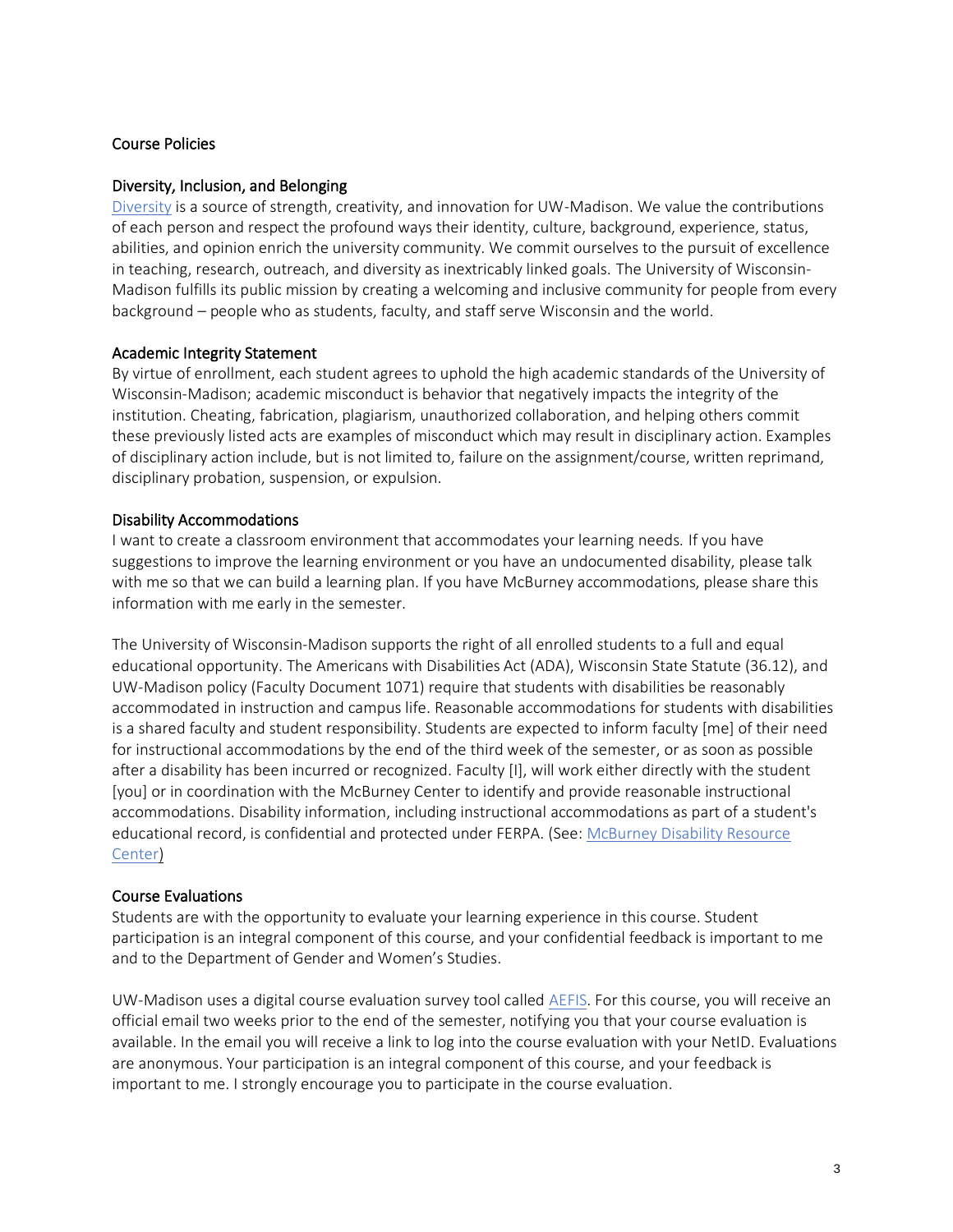## Course Policies

### Diversity, Inclusion, and Belonging

[Diversity](#) is a source of strength, creativity, and innovation for UW-Madison. We value the contributions of each person and respect the profound ways their identity, culture, background, experience, status, abilities, and opinion enrich the university community. We commit ourselves to the pursuit of excellence in teaching, research, outreach, and diversity as inextricably linked goals. The University of Wisconsin-Madison fulfills its public mission by creating a welcoming and inclusive community for people from every background – people who as students, faculty, and staff serve Wisconsin and the world.

### Academic Integrity Statement

By virtue of enrollment, each student agrees to uphold the high academic standards of the University of Wisconsin-Madison; academic misconduct is behavior that negatively impacts the integrity of the institution. Cheating, fabrication, plagiarism, unauthorized collaboration, and helping others commit these previously listed acts are examples of misconduct which may result in disciplinary action. Examples of disciplinary action include, but is not limited to, failure on the assignment/course, written reprimand, disciplinary probation, suspension, or expulsion.

### Disability Accommodations

I want to create a classroom environment that accommodates your learning needs. If you have suggestions to improve the learning environment or you have an undocumented disability, please talk with me so that we can build a learning plan. If you have McBurney accommodations, please share this information with me early in the semester.

The University of Wisconsin-Madison supports the right of all enrolled students to a full and equal educational opportunity. The Americans with Disabilities Act (ADA), Wisconsin State Statute (36.12), and UW-Madison policy (Faculty Document 1071) require that students with disabilities be reasonably accommodated in instruction and campus life. Reasonable accommodations for students with disabilities is a shared faculty and student responsibility. Students are expected to inform faculty [me] of their need for instructional accommodations by the end of the third week of the semester, or as soon as possible after a disability has been incurred or recognized. Faculty [I], will work either directly with the student [you] or in coordination with the McBurney Center to identify and provide reasonable instructional accommodations. Disability information, including instructional accommodations as part of a student's educational record, is confidential and protected under FERPA. (See: [McBurney Disability Resource Center](#))

### Course Evaluations

Students are with the opportunity to evaluate your learning experience in this course. Student participation is an integral component of this course, and your confidential feedback is important to me and to the Department of Gender and Women's Studies.

UW-Madison uses a digital course evaluation survey tool called [AEFIS](#). For this course, you will receive an official email two weeks prior to the end of the semester, notifying you that your course evaluation is available. In the email you will receive a link to log into the course evaluation with your NetID. Evaluations are anonymous. Your participation is an integral component of this course, and your feedback is important to me. I strongly encourage you to participate in the course evaluation.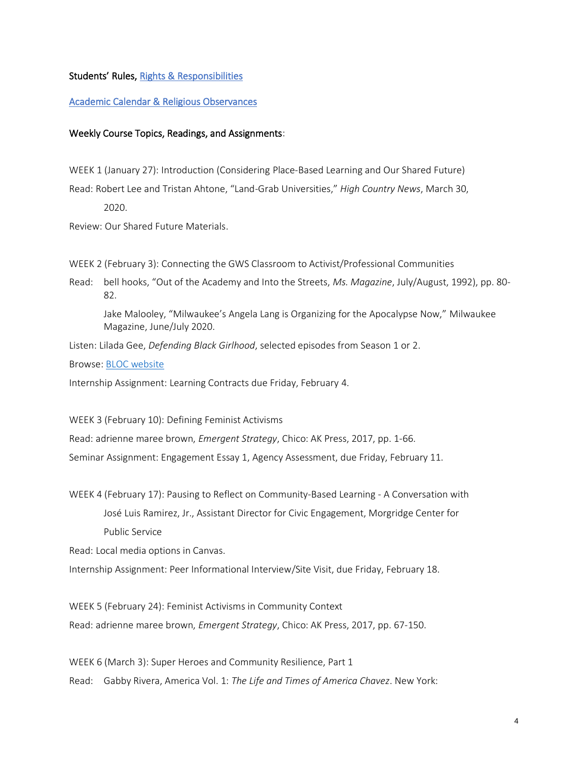Students' Rules, [Rights & Responsibilities]

[Academic Calendar & Religious Observances]

Weekly Course Topics, Readings, and Assignments:

WEEK 1 (January 27): Introduction (Considering Place-Based Learning and Our Shared Future)

Read: Robert Lee and Tristan Ahtone, "Land-Grab Universities," *High Country News*, March 30, 2020.

Review: Our Shared Future Materials.

WEEK 2 (February 3): Connecting the GWS Classroom to Activist/Professional Communities

Read: bell hooks, "Out of the Academy and Into the Streets, *Ms. Magazine*, July/August, 1992), pp. 80-82.

Jake Malooley, "Milwaukee's Angela Lang is Organizing for the Apocalypse Now," Milwaukee Magazine, June/July 2020.

Listen: Lilada Gee, *Defending Black Girlhood*, selected episodes from Season 1 or 2.

Browse: [BLOC website]

Internship Assignment: Learning Contracts due Friday, February 4.

WEEK 3 (February 10): Defining Feminist Activisms

Read: adrienne maree brown, *Emergent Strategy*, Chico: AK Press, 2017, pp. 1-66.

Seminar Assignment: Engagement Essay 1, Agency Assessment, due Friday, February 11.

WEEK 4 (February 17): Pausing to Reflect on Community-Based Learning - A Conversation with José Luis Ramirez, Jr., Assistant Director for Civic Engagement, Morgridge Center for Public Service

Read: Local media options in Canvas.

Internship Assignment: Peer Informational Interview/Site Visit, due Friday, February 18.

WEEK 5 (February 24): Feminist Activisms in Community Context

Read: adrienne maree brown, *Emergent Strategy*, Chico: AK Press, 2017, pp. 67-150.

WEEK 6 (March 3): Super Heroes and Community Resilience, Part 1

Read: Gabby Rivera, America Vol. 1: *The Life and Times of America Chavez*. New York: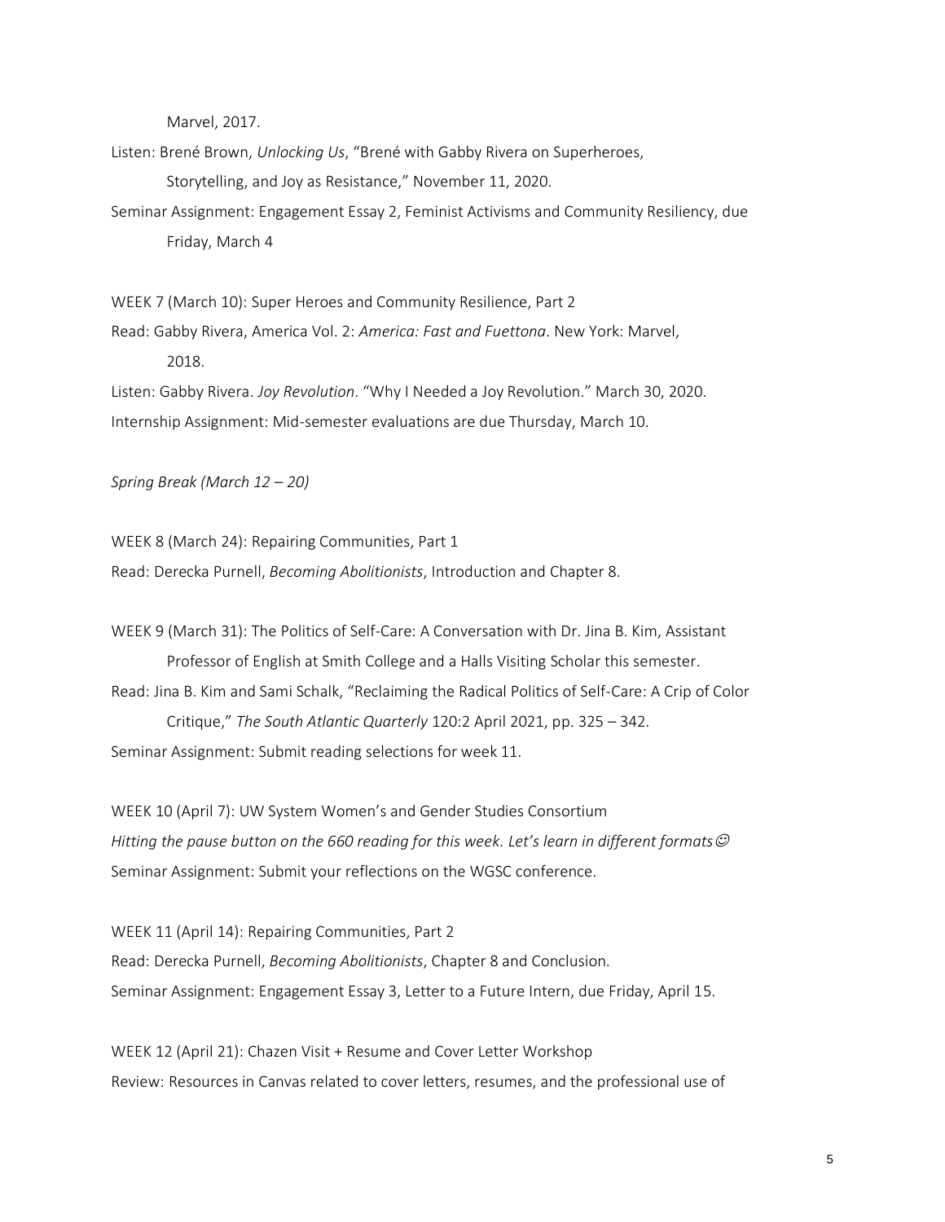Marvel, 2017.

Listen: Brené Brown, *Unlocking Us*, "Brené with Gabby Rivera on Superheroes, Storytelling, and Joy as Resistance," November 11, 2020.

Seminar Assignment: Engagement Essay 2, Feminist Activisms and Community Resiliency, due Friday, March 4

WEEK 7 (March 10): Super Heroes and Community Resilience, Part 2

Read: Gabby Rivera, America Vol. 2: *America: Fast and Fuettona*. New York: Marvel, 2018.

Listen: Gabby Rivera. *Joy Revolution*. "Why I Needed a Joy Revolution." March 30, 2020.

Internship Assignment: Mid-semester evaluations are due Thursday, March 10.

*Spring Break (March 12 – 20)*

WEEK 8 (March 24): Repairing Communities, Part 1

Read: Derecka Purnell, *Becoming Abolitionists*, Introduction and Chapter 8.

WEEK 9 (March 31): The Politics of Self-Care: A Conversation with Dr. Jina B. Kim, Assistant Professor of English at Smith College and a Halls Visiting Scholar this semester.

Read: Jina B. Kim and Sami Schalk, "Reclaiming the Radical Politics of Self-Care: A Crip of Color Critique," *The South Atlantic Quarterly* 120:2 April 2021, pp. 325 – 342.

Seminar Assignment: Submit reading selections for week 11.

WEEK 10 (April 7): UW System Women's and Gender Studies Consortium

*Hitting the pause button on the 660 reading for this week. Let's learn in different formats☺*

Seminar Assignment: Submit your reflections on the WGSC conference.

WEEK 11 (April 14): Repairing Communities, Part 2

Read: Derecka Purnell, *Becoming Abolitionists*, Chapter 8 and Conclusion.

Seminar Assignment: Engagement Essay 3, Letter to a Future Intern, due Friday, April 15.

WEEK 12 (April 21): Chazen Visit + Resume and Cover Letter Workshop

Review: Resources in Canvas related to cover letters, resumes, and the professional use of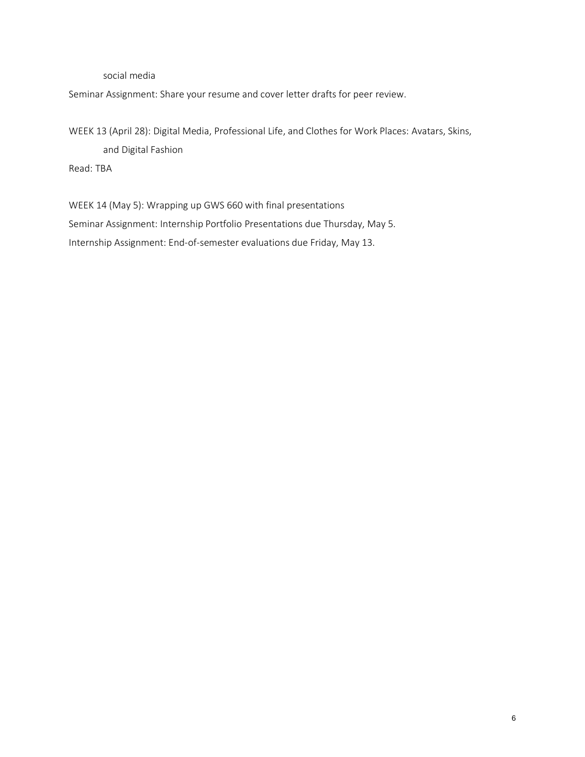social media

Seminar Assignment: Share your resume and cover letter drafts for peer review.

WEEK 13 (April 28): Digital Media, Professional Life, and Clothes for Work Places: Avatars, Skins, and Digital Fashion

Read: TBA

WEEK 14 (May 5): Wrapping up GWS 660 with final presentations

Seminar Assignment: Internship Portfolio Presentations due Thursday, May 5.

Internship Assignment: End-of-semester evaluations due Friday, May 13.